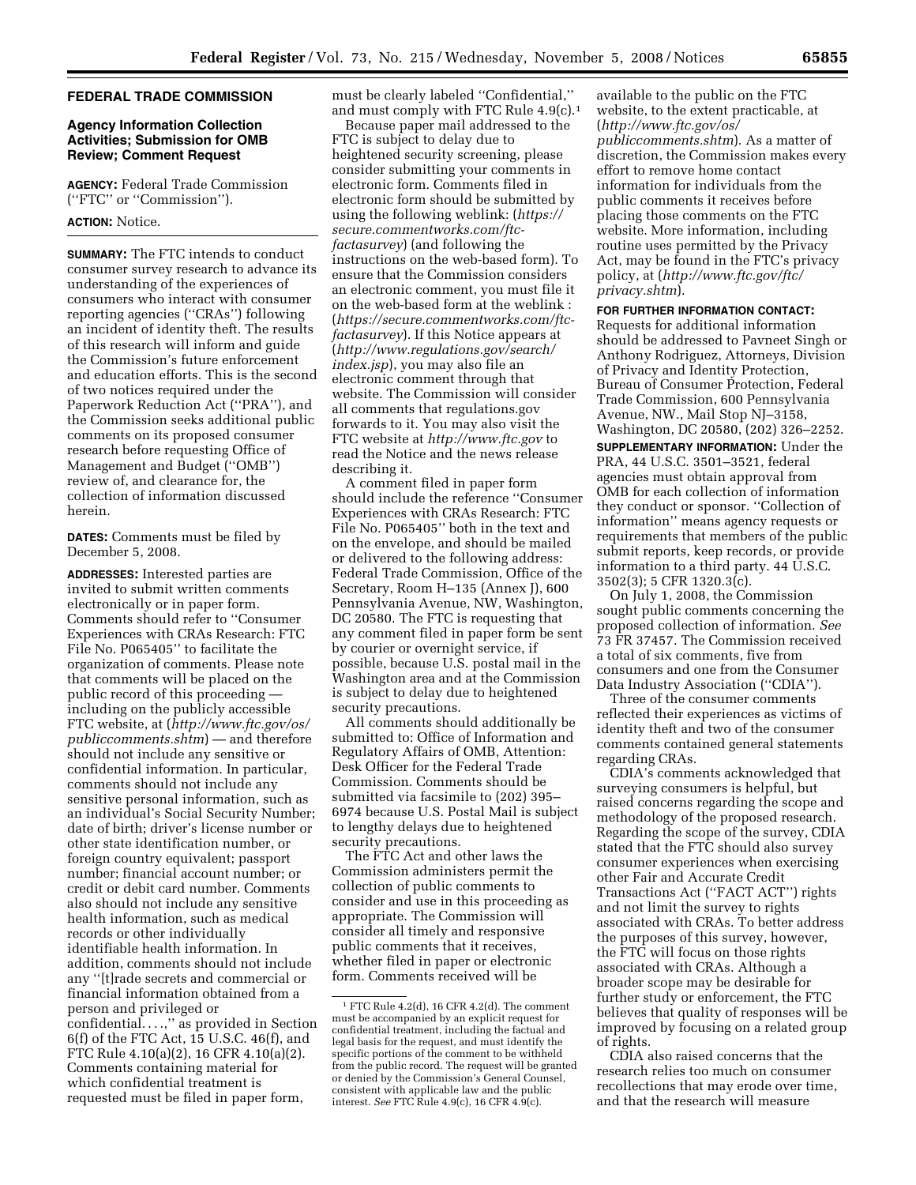## FEDERAL TRADE COMMISSION

### Agency Information Collection Activities; Submission for OMB Review; Comment Request

**AGENCY:** Federal Trade Commission (''FTC'' or ''Commission'').

**ACTION:** Notice.

**SUMMARY:** The FTC intends to conduct consumer survey research to advance its understanding of the experiences of consumers who interact with consumer reporting agencies (''CRAs'') following an incident of identity theft. The results of this research will inform and guide the Commission's future enforcement and education efforts. This is the second of two notices required under the Paperwork Reduction Act (''PRA''), and the Commission seeks additional public comments on its proposed consumer research before requesting Office of Management and Budget (''OMB'') review of, and clearance for, the collection of information discussed herein.

**DATES:** Comments must be filed by December 5, 2008.

**ADDRESSES:** Interested parties are invited to submit written comments electronically or in paper form. Comments should refer to ''Consumer Experiences with CRAs Research: FTC File No. P065405'' to facilitate the organization of comments. Please note that comments will be placed on the public record of this proceeding — including on the publicly accessible FTC website, at (*http://www.ftc.gov/os/publiccomments.shtm*) — and therefore should not include any sensitive or confidential information. In particular, comments should not include any sensitive personal information, such as an individual's Social Security Number; date of birth; driver's license number or other state identification number, or foreign country equivalent; passport number; financial account number; or credit or debit card number. Comments also should not include any sensitive health information, such as medical records or other individually identifiable health information. In addition, comments should not include any ''[t]rade secrets and commercial or financial information obtained from a person and privileged or confidential. . . .,'' as provided in Section 6(f) of the FTC Act, 15 U.S.C. 46(f), and FTC Rule 4.10(a)(2), 16 CFR 4.10(a)(2). Comments containing material for which confidential treatment is requested must be filed in paper form, must be clearly labeled ''Confidential,'' and must comply with FTC Rule 4.9(c).[1]

Because paper mail addressed to the FTC is subject to delay due to heightened security screening, please consider submitting your comments in electronic form. Comments filed in electronic form should be submitted by using the following weblink: (*https://secure.commentworks.com/ftc-factasurvey*) (and following the instructions on the web-based form). To ensure that the Commission considers an electronic comment, you must file it on the web-based form at the weblink : (*https://secure.commentworks.com/ftc-factasurvey*). If this Notice appears at (*http://www.regulations.gov/search/index.jsp*), you may also file an electronic comment through that website. The Commission will consider all comments that regulations.gov forwards to it. You may also visit the FTC website at *http://www.ftc.gov* to read the Notice and the news release describing it.

A comment filed in paper form should include the reference ''Consumer Experiences with CRAs Research: FTC File No. P065405'' both in the text and on the envelope, and should be mailed or delivered to the following address: Federal Trade Commission, Office of the Secretary, Room H–135 (Annex J), 600 Pennsylvania Avenue, NW, Washington, DC 20580. The FTC is requesting that any comment filed in paper form be sent by courier or overnight service, if possible, because U.S. postal mail in the Washington area and at the Commission is subject to delay due to heightened security precautions.

All comments should additionally be submitted to: Office of Information and Regulatory Affairs of OMB, Attention: Desk Officer for the Federal Trade Commission. Comments should be submitted via facsimile to (202) 395–6974 because U.S. Postal Mail is subject to lengthy delays due to heightened security precautions.

The FTC Act and other laws the Commission administers permit the collection of public comments to consider and use in this proceeding as appropriate. The Commission will consider all timely and responsive public comments that it receives, whether filed in paper or electronic form. Comments received will be available to the public on the FTC website, to the extent practicable, at (*http://www.ftc.gov/os/publiccomments.shtm*). As a matter of discretion, the Commission makes every effort to remove home contact information for individuals from the public comments it receives before placing those comments on the FTC website. More information, including routine uses permitted by the Privacy Act, may be found in the FTC's privacy policy, at (*http://www.ftc.gov/ftc/privacy.shtm*).

**FOR FURTHER INFORMATION CONTACT:** Requests for additional information should be addressed to Pavneet Singh or Anthony Rodriguez, Attorneys, Division of Privacy and Identity Protection, Bureau of Consumer Protection, Federal Trade Commission, 600 Pennsylvania Avenue, NW., Mail Stop NJ–3158, Washington, DC 20580, (202) 326–2252.

**SUPPLEMENTARY INFORMATION:** Under the PRA, 44 U.S.C. 3501–3521, federal agencies must obtain approval from OMB for each collection of information they conduct or sponsor. ''Collection of information'' means agency requests or requirements that members of the public submit reports, keep records, or provide information to a third party. 44 U.S.C. 3502(3); 5 CFR 1320.3(c).

On July 1, 2008, the Commission sought public comments concerning the proposed collection of information. *See* 73 FR 37457. The Commission received a total of six comments, five from consumers and one from the Consumer Data Industry Association (''CDIA'').

Three of the consumer comments reflected their experiences as victims of identity theft and two of the consumer comments contained general statements regarding CRAs.

CDIA's comments acknowledged that surveying consumers is helpful, but raised concerns regarding the scope and methodology of the proposed research. Regarding the scope of the survey, CDIA stated that the FTC should also survey consumer experiences when exercising other Fair and Accurate Credit Transactions Act (''FACT ACT'') rights and not limit the survey to rights associated with CRAs. To better address the purposes of this survey, however, the FTC will focus on those rights associated with CRAs. Although a broader scope may be desirable for further study or enforcement, the FTC believes that quality of responses will be improved by focusing on a related group of rights.

CDIA also raised concerns that the research relies too much on consumer recollections that may erode over time, and that the research will measure

---

[1] FTC Rule 4.2(d), 16 CFR 4.2(d). The comment must be accompanied by an explicit request for confidential treatment, including the factual and legal basis for the request, and must identify the specific portions of the comment to be withheld from the public record. The request will be granted or denied by the Commission's General Counsel, consistent with applicable law and the public interest. *See* FTC Rule 4.9(c), 16 CFR 4.9(c).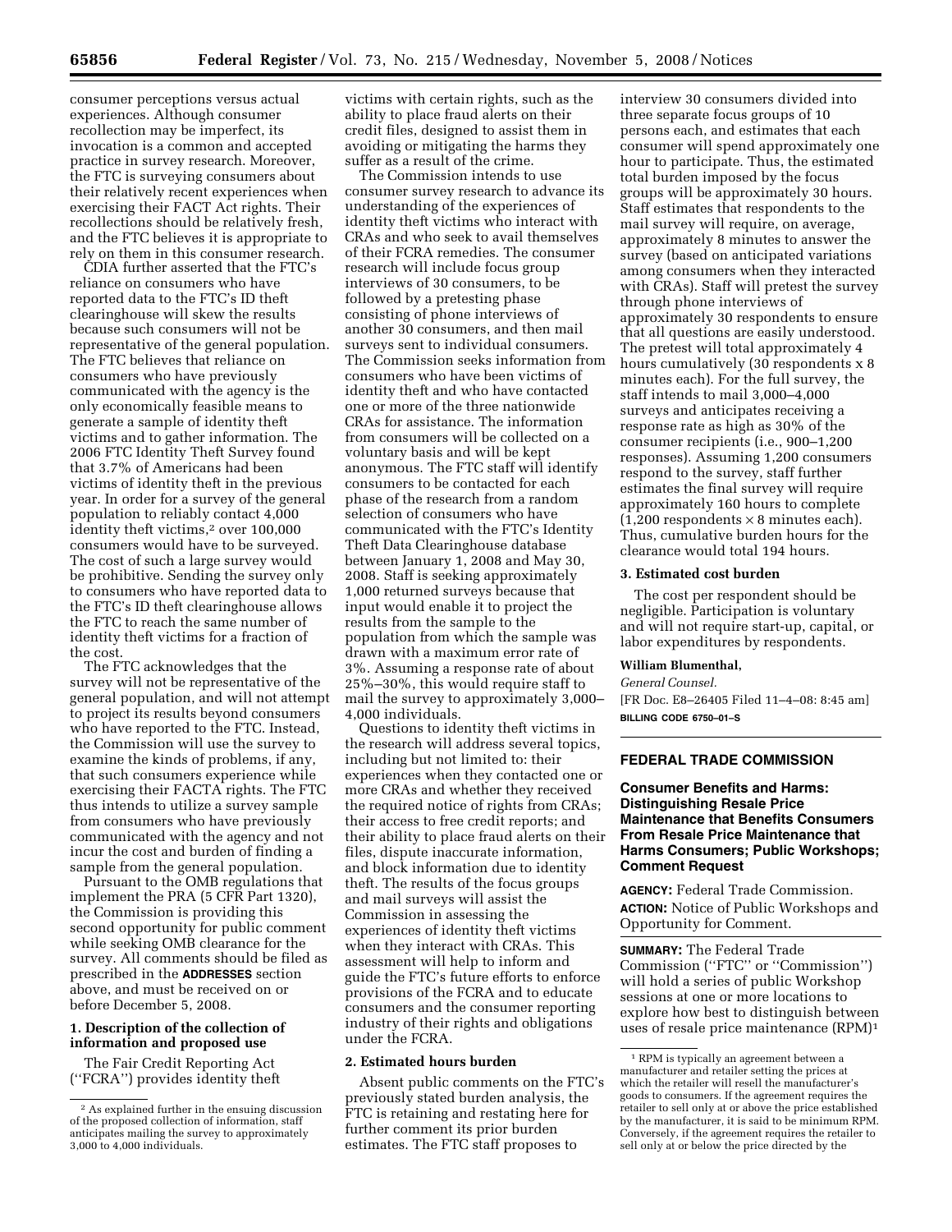consumer perceptions versus actual experiences. Although consumer recollection may be imperfect, its invocation is a common and accepted practice in survey research. Moreover, the FTC is surveying consumers about their relatively recent experiences when exercising their FACT Act rights. Their recollections should be relatively fresh, and the FTC believes it is appropriate to rely on them in this consumer research.

CDIA further asserted that the FTC's reliance on consumers who have reported data to the FTC's ID theft clearinghouse will skew the results because such consumers will not be representative of the general population. The FTC believes that reliance on consumers who have previously communicated with the agency is the only economically feasible means to generate a sample of identity theft victims and to gather information. The 2006 FTC Identity Theft Survey found that 3.7% of Americans had been victims of identity theft in the previous year. In order for a survey of the general population to reliably contact 4,000 identity theft victims,[2] over 100,000 consumers would have to be surveyed. The cost of such a large survey would be prohibitive. Sending the survey only to consumers who have reported data to the FTC's ID theft clearinghouse allows the FTC to reach the same number of identity theft victims for a fraction of the cost.

The FTC acknowledges that the survey will not be representative of the general population, and will not attempt to project its results beyond consumers who have reported to the FTC. Instead, the Commission will use the survey to examine the kinds of problems, if any, that such consumers experience while exercising their FACTA rights. The FTC thus intends to utilize a survey sample from consumers who have previously communicated with the agency and not incur the cost and burden of finding a sample from the general population.

Pursuant to the OMB regulations that implement the PRA (5 CFR Part 1320), the Commission is providing this second opportunity for public comment while seeking OMB clearance for the survey. All comments should be filed as prescribed in the **ADDRESSES** section above, and must be received on or before December 5, 2008.

### 1. Description of the collection of information and proposed use

The Fair Credit Reporting Act (''FCRA'') provides identity theft victims with certain rights, such as the ability to place fraud alerts on their credit files, designed to assist them in avoiding or mitigating the harms they suffer as a result of the crime.

The Commission intends to use consumer survey research to advance its understanding of the experiences of identity theft victims who interact with CRAs and who seek to avail themselves of their FCRA remedies. The consumer research will include focus group interviews of 30 consumers, to be followed by a pretesting phase consisting of phone interviews of another 30 consumers, and then mail surveys sent to individual consumers. The Commission seeks information from consumers who have been victims of identity theft and who have contacted one or more of the three nationwide CRAs for assistance. The information from consumers will be collected on a voluntary basis and will be kept anonymous. The FTC staff will identify consumers to be contacted for each phase of the research from a random selection of consumers who have communicated with the FTC's Identity Theft Data Clearinghouse database between January 1, 2008 and May 30, 2008. Staff is seeking approximately 1,000 returned surveys because that input would enable it to project the results from the sample to the population from which the sample was drawn with a maximum error rate of 3%. Assuming a response rate of about 25%–30%, this would require staff to mail the survey to approximately 3,000–4,000 individuals.

Questions to identity theft victims in the research will address several topics, including but not limited to: their experiences when they contacted one or more CRAs and whether they received the required notice of rights from CRAs; their access to free credit reports; and their ability to place fraud alerts on their files, dispute inaccurate information, and block information due to identity theft. The results of the focus groups and mail surveys will assist the Commission in assessing the experiences of identity theft victims when they interact with CRAs. This assessment will help to inform and guide the FTC's future efforts to enforce provisions of the FCRA and to educate consumers and the consumer reporting industry of their rights and obligations under the FCRA.

### 2. Estimated hours burden

Absent public comments on the FTC's previously stated burden analysis, the FTC is retaining and restating here for further comment its prior burden estimates. The FTC staff proposes to interview 30 consumers divided into three separate focus groups of 10 persons each, and estimates that each consumer will spend approximately one hour to participate. Thus, the estimated total burden imposed by the focus groups will be approximately 30 hours. Staff estimates that respondents to the mail survey will require, on average, approximately 8 minutes to answer the survey (based on anticipated variations among consumers when they interacted with CRAs). Staff will pretest the survey through phone interviews of approximately 30 respondents to ensure that all questions are easily understood. The pretest will total approximately 4 hours cumulatively (30 respondents x 8 minutes each). For the full survey, the staff intends to mail 3,000–4,000 surveys and anticipates receiving a response rate as high as 30% of the consumer recipients (i.e., 900–1,200 responses). Assuming 1,200 consumers respond to the survey, staff further estimates the final survey will require approximately 160 hours to complete (1,200 respondents × 8 minutes each). Thus, cumulative burden hours for the clearance would total 194 hours.

### 3. Estimated cost burden

The cost per respondent should be negligible. Participation is voluntary and will not require start-up, capital, or labor expenditures by respondents.

**William Blumenthal,**

*General Counsel.*

[FR Doc. E8–26405 Filed 11–4–08: 8:45 am]

**BILLING CODE 6750–01–S**

[2] As explained further in the ensuing discussion of the proposed collection of information, staff anticipates mailing the survey to approximately 3,000 to 4,000 individuals.

---

## FEDERAL TRADE COMMISSION

### Consumer Benefits and Harms: Distinguishing Resale Price Maintenance that Benefits Consumers From Resale Price Maintenance that Harms Consumers; Public Workshops; Comment Request

**AGENCY:** Federal Trade Commission.

**ACTION:** Notice of Public Workshops and Opportunity for Comment.

**SUMMARY:** The Federal Trade Commission (''FTC'' or ''Commission'') will hold a series of public Workshop sessions at one or more locations to explore how best to distinguish between uses of resale price maintenance (RPM)[1]

[1] RPM is typically an agreement between a manufacturer and retailer setting the prices at which the retailer will resell the manufacturer's goods to consumers. If the agreement requires the retailer to sell only at or above the price established by the manufacturer, it is said to be minimum RPM. Conversely, if the agreement requires the retailer to sell only at or below the price directed by the